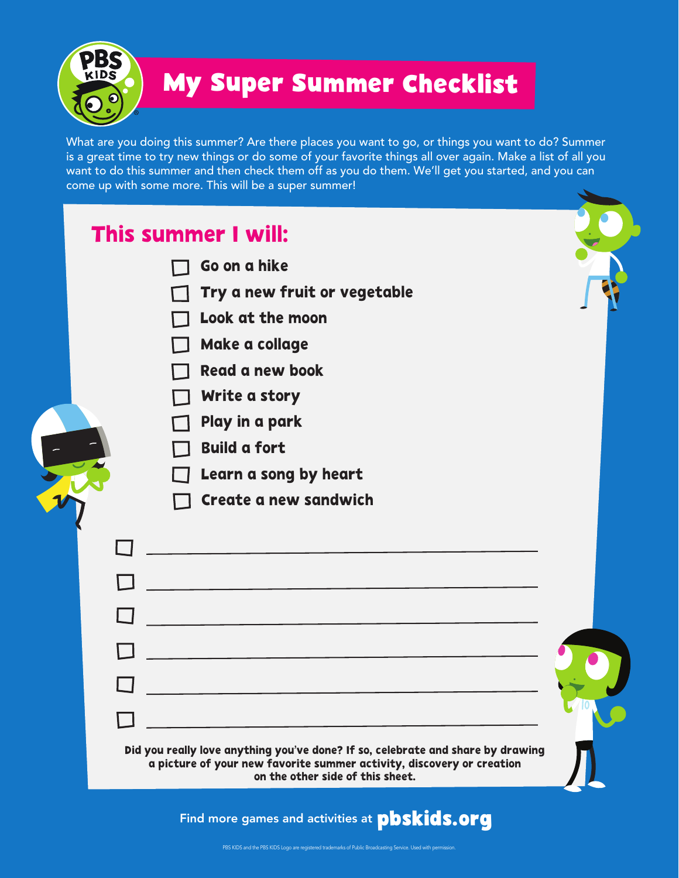# My Super Summer Checklist

What are you doing this summer? Are there places you want to go, or things you want to do? Summer is a great time to try new things or do some of your favorite things all over again. Make a list of all you want to do this summer and then check them off as you do them. We'll get you started, and you can come up with some more. This will be a super summer!

## This summer I will:

- [ ] Go on a hike
- [ ] Try a new fruit or vegetable
- [ ] Look at the moon
- [ ] Make a collage
- [ ] Read a new book
- [ ] Write a story
- [ ] Play in a park
- [ ] Build a fort
- [ ] Learn a song by heart
- [ ] Create a new sandwich

- [ ] ______________________________
- [ ] ______________________________
- [ ] ______________________________
- [ ] ______________________________
- [ ] ______________________________
- [ ] ______________________________

**Did you really love anything you've done? If so, celebrate and share by drawing a picture of your new favorite summer activity, discovery or creation on the other side of this sheet.**

Find more games and activities at **pbskids.org**

PBS KIDS and the PBS KIDS Logo are registered trademarks of Public Broadcasting Service. Used with permission.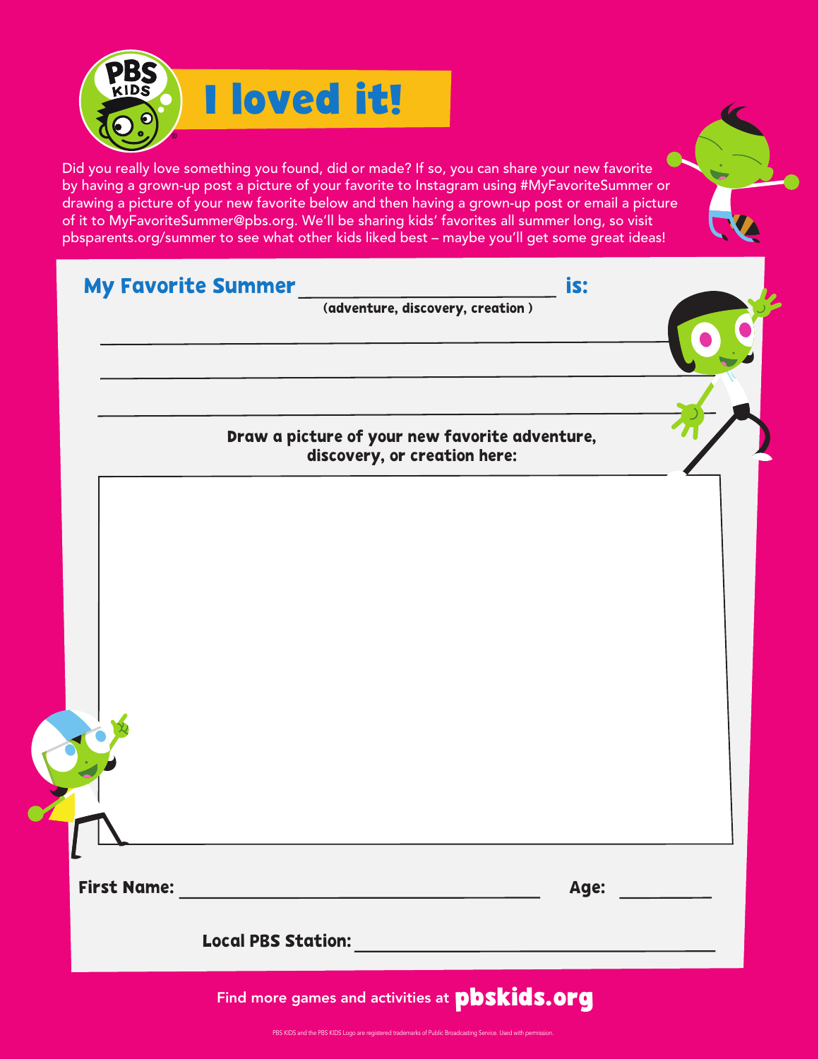# I loved it!

Did you really love something you found, did or made? If so, you can share your new favorite by having a grown-up post a picture of your favorite to Instagram using #MyFavoriteSummer or drawing a picture of your new favorite below and then having a grown-up post or email a picture of it to MyFavoriteSummer@pbs.org. We'll be sharing kids' favorites all summer long, so visit pbsparents.org/summer to see what other kids liked best – maybe you'll get some great ideas!

## My Favorite Summer ______________________ is:
(adventure, discovery, creation )

______________________________________________

______________________________________________

______________________________________________

**Draw a picture of your new favorite adventure, discovery, or creation here:**

**First Name:** ______________________ **Age:** ________

**Local PBS Station:** ______________________

Find more games and activities at **pbskids.org**

PBS KIDS and the PBS KIDS Logo are registered trademarks of Public Broadcasting Service. Used with permission.